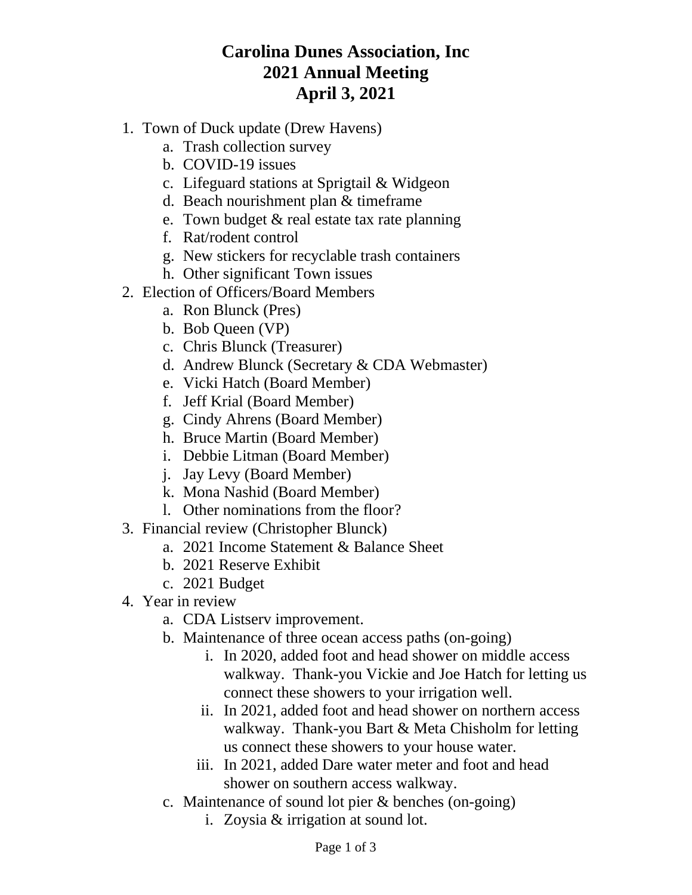# Carolina Dunes Association, Inc
# 2021 Annual Meeting
# April 3, 2021

1. Town of Duck update (Drew Havens)
   a. Trash collection survey
   b. COVID-19 issues
   c. Lifeguard stations at Sprigtail & Widgeon
   d. Beach nourishment plan & timeframe
   e. Town budget & real estate tax rate planning
   f. Rat/rodent control
   g. New stickers for recyclable trash containers
   h. Other significant Town issues
2. Election of Officers/Board Members
   a. Ron Blunck (Pres)
   b. Bob Queen (VP)
   c. Chris Blunck (Treasurer)
   d. Andrew Blunck (Secretary & CDA Webmaster)
   e. Vicki Hatch (Board Member)
   f. Jeff Krial (Board Member)
   g. Cindy Ahrens (Board Member)
   h. Bruce Martin (Board Member)
   i. Debbie Litman (Board Member)
   j. Jay Levy (Board Member)
   k. Mona Nashid (Board Member)
   l. Other nominations from the floor?
3. Financial review (Christopher Blunck)
   a. 2021 Income Statement & Balance Sheet
   b. 2021 Reserve Exhibit
   c. 2021 Budget
4. Year in review
   a. CDA Listserv improvement.
   b. Maintenance of three ocean access paths (on-going)
      i. In 2020, added foot and head shower on middle access walkway. Thank-you Vickie and Joe Hatch for letting us connect these showers to your irrigation well.
      ii. In 2021, added foot and head shower on northern access walkway. Thank-you Bart & Meta Chisholm for letting us connect these showers to your house water.
      iii. In 2021, added Dare water meter and foot and head shower on southern access walkway.
   c. Maintenance of sound lot pier & benches (on-going)
      i. Zoysia & irrigation at sound lot.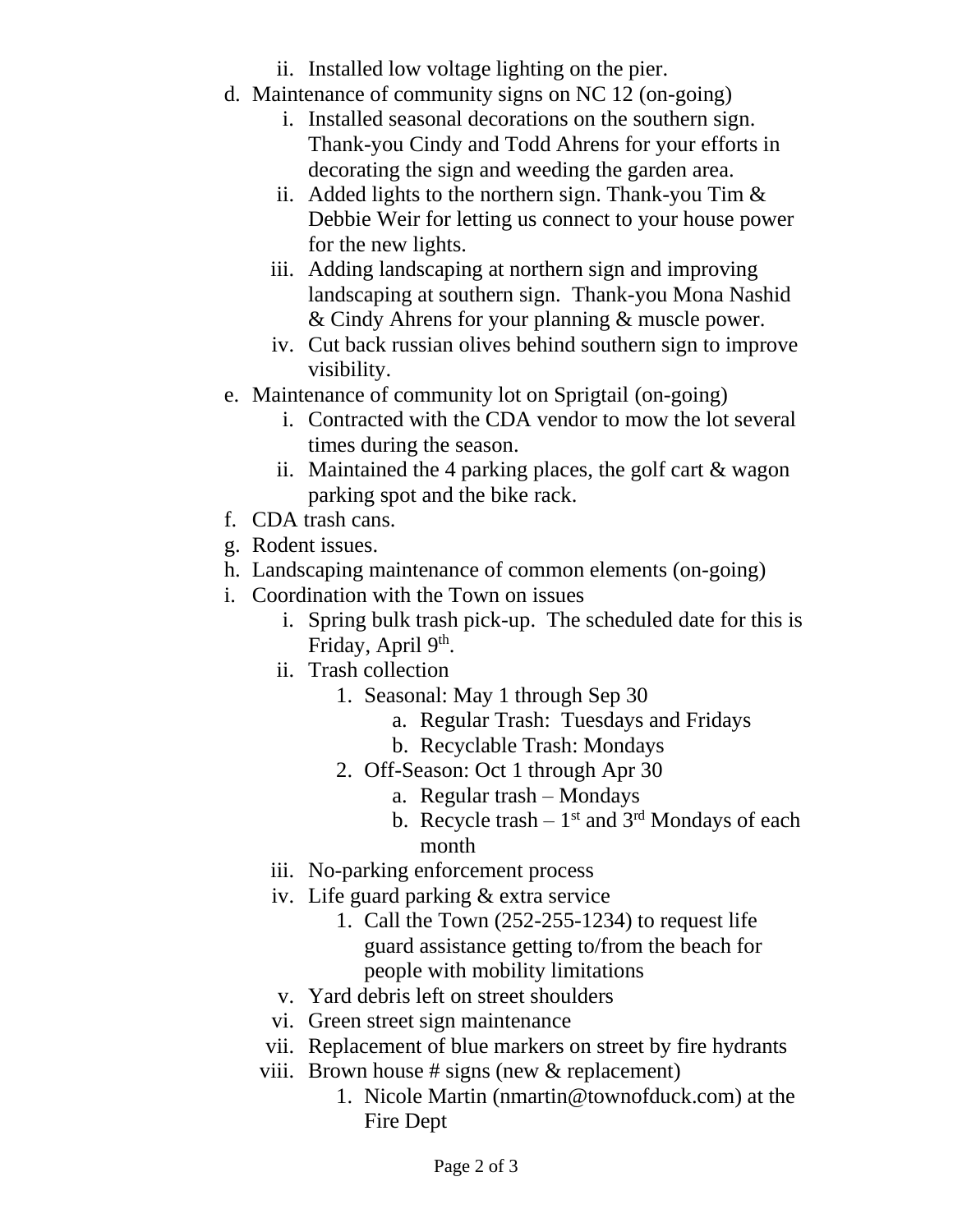- ii. Installed low voltage lighting on the pier.

d. Maintenance of community signs on NC 12 (on-going)
   - i. Installed seasonal decorations on the southern sign. Thank-you Cindy and Todd Ahrens for your efforts in decorating the sign and weeding the garden area.
   - ii. Added lights to the northern sign. Thank-you Tim & Debbie Weir for letting us connect to your house power for the new lights.
   - iii. Adding landscaping at northern sign and improving landscaping at southern sign. Thank-you Mona Nashid & Cindy Ahrens for your planning & muscle power.
   - iv. Cut back russian olives behind southern sign to improve visibility.

e. Maintenance of community lot on Sprigtail (on-going)
   - i. Contracted with the CDA vendor to mow the lot several times during the season.
   - ii. Maintained the 4 parking places, the golf cart & wagon parking spot and the bike rack.

f. CDA trash cans.

g. Rodent issues.

h. Landscaping maintenance of common elements (on-going)

i. Coordination with the Town on issues
   - i. Spring bulk trash pick-up. The scheduled date for this is Friday, April 9th.
   - ii. Trash collection
     1. Seasonal: May 1 through Sep 30
        - a. Regular Trash: Tuesdays and Fridays
        - b. Recyclable Trash: Mondays
     2. Off-Season: Oct 1 through Apr 30
        - a. Regular trash – Mondays
        - b. Recycle trash – 1st and 3rd Mondays of each month
   - iii. No-parking enforcement process
   - iv. Life guard parking & extra service
     1. Call the Town (252-255-1234) to request life guard assistance getting to/from the beach for people with mobility limitations
   - v. Yard debris left on street shoulders
   - vi. Green street sign maintenance
   - vii. Replacement of blue markers on street by fire hydrants
   - viii. Brown house # signs (new & replacement)
     1. Nicole Martin (nmartin@townofduck.com) at the Fire Dept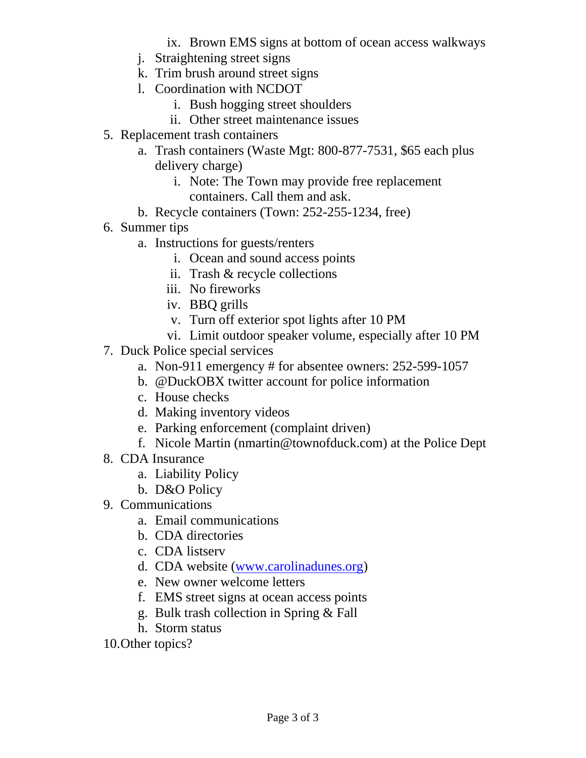ix. Brown EMS signs at bottom of ocean access walkways
   j. Straightening street signs
   k. Trim brush around street signs
   l. Coordination with NCDOT
      i. Bush hogging street shoulders
      ii. Other street maintenance issues
5. Replacement trash containers
   a. Trash containers (Waste Mgt: 800-877-7531, $65 each plus delivery charge)
      i. Note: The Town may provide free replacement containers. Call them and ask.
   b. Recycle containers (Town: 252-255-1234, free)
6. Summer tips
   a. Instructions for guests/renters
      i. Ocean and sound access points
      ii. Trash & recycle collections
      iii. No fireworks
      iv. BBQ grills
      v. Turn off exterior spot lights after 10 PM
      vi. Limit outdoor speaker volume, especially after 10 PM
7. Duck Police special services
   a. Non-911 emergency # for absentee owners: 252-599-1057
   b. @DuckOBX twitter account for police information
   c. House checks
   d. Making inventory videos
   e. Parking enforcement (complaint driven)
   f. Nicole Martin (nmartin@townofduck.com) at the Police Dept
8. CDA Insurance
   a. Liability Policy
   b. D&O Policy
9. Communications
   a. Email communications
   b. CDA directories
   c. CDA listserv
   d. CDA website ([www.carolinadunes.org](http://www.carolinadunes.org))
   e. New owner welcome letters
   f. EMS street signs at ocean access points
   g. Bulk trash collection in Spring & Fall
   h. Storm status
10. Other topics?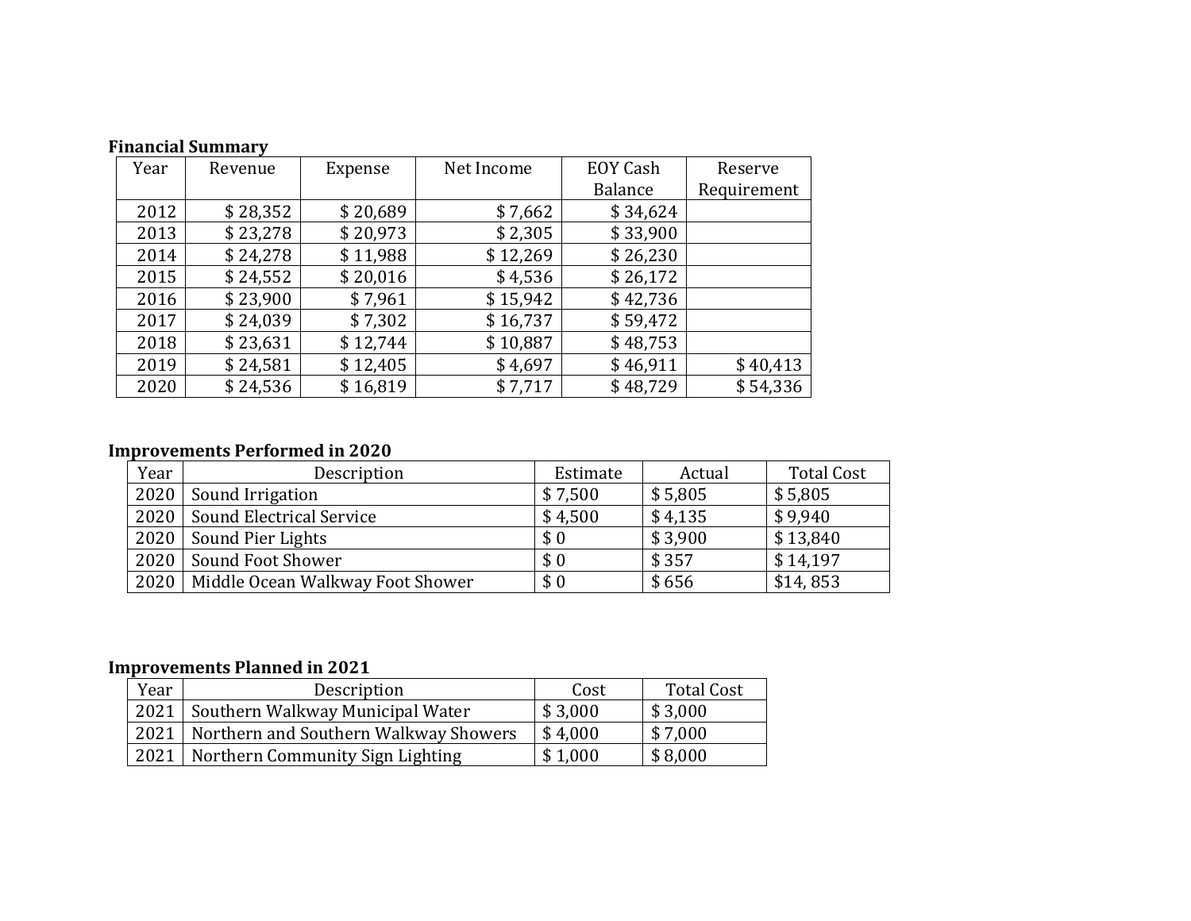**Financial Summary**

| Year | Revenue | Expense | Net Income | EOY Cash Balance | Reserve Requirement |
|---|---|---|---|---|---|
| 2012 | $ 28,352 | $ 20,689 | $ 7,662 | $ 34,624 | |
| 2013 | $ 23,278 | $ 20,973 | $ 2,305 | $ 33,900 | |
| 2014 | $ 24,278 | $ 11,988 | $ 12,269 | $ 26,230 | |
| 2015 | $ 24,552 | $ 20,016 | $ 4,536 | $ 26,172 | |
| 2016 | $ 23,900 | $ 7,961 | $ 15,942 | $ 42,736 | |
| 2017 | $ 24,039 | $ 7,302 | $ 16,737 | $ 59,472 | |
| 2018 | $ 23,631 | $ 12,744 | $ 10,887 | $ 48,753 | |
| 2019 | $ 24,581 | $ 12,405 | $ 4,697 | $ 46,911 | $ 40,413 |
| 2020 | $ 24,536 | $ 16,819 | $ 7,717 | $ 48,729 | $ 54,336 |

**Improvements Performed in 2020**

| Year | Description | Estimate | Actual | Total Cost |
|---|---|---|---|---|
| 2020 | Sound Irrigation | $ 7,500 | $ 5,805 | $ 5,805 |
| 2020 | Sound Electrical Service | $ 4,500 | $ 4,135 | $ 9,940 |
| 2020 | Sound Pier Lights | $ 0 | $ 3,900 | $ 13,840 |
| 2020 | Sound Foot Shower | $ 0 | $ 357 | $ 14,197 |
| 2020 | Middle Ocean Walkway Foot Shower | $ 0 | $ 656 | $14, 853 |

**Improvements Planned in 2021**

| Year | Description | Cost | Total Cost |
|---|---|---|---|
| 2021 | Southern Walkway Municipal Water | $ 3,000 | $ 3,000 |
| 2021 | Northern and Southern Walkway Showers | $ 4,000 | $ 7,000 |
| 2021 | Northern Community Sign Lighting | $ 1,000 | $ 8,000 |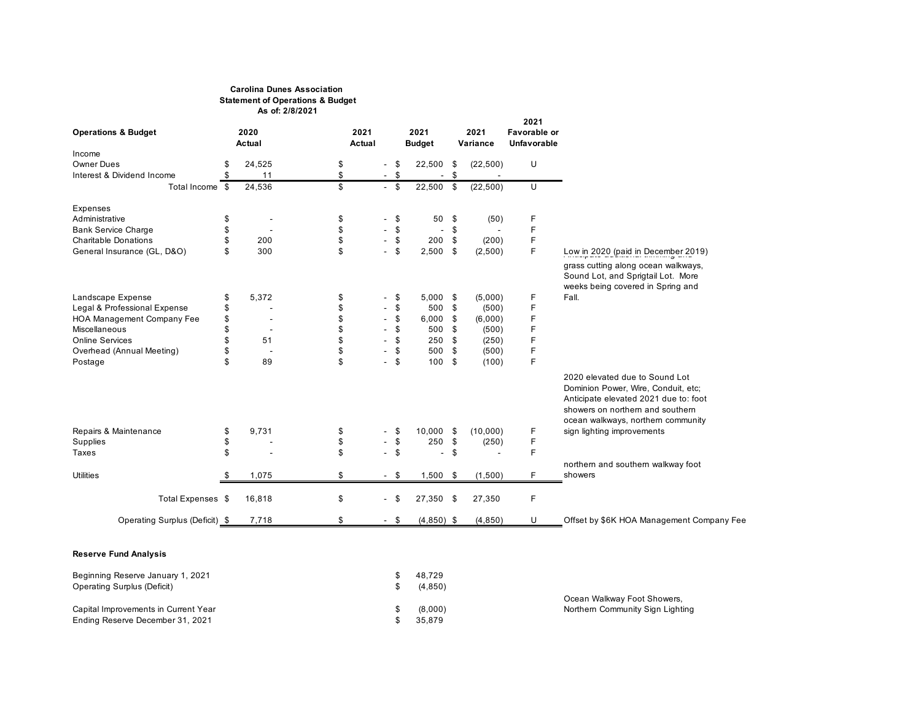**Carolina Dunes Association**
**Statement of Operations & Budget**
**As of: 2/8/2021**

| **Operations & Budget** | **2020 Actual** | **2021 Actual** | **2021 Budget** | **2021 Variance** | **2021 Favorable or Unfavorable** | |
|---|---|---|---|---|---|---|
| Income | | | | | | |
| Owner Dues | $ 24,525 | $ - | $ 22,500 | $ (22,500) | U | |
| Interest & Dividend Income | $ 11 | $ - | $ - | $ - | | |
| Total Income | $ 24,536 | $ - | $ 22,500 | $ (22,500) | U | |
| | | | | | | |
| Expenses | | | | | | |
| Administrative | $ - | $ - | $ 50 | $ (50) | F | |
| Bank Service Charge | $ - | $ - | $ - | $ - | F | |
| Charitable Donations | $ 200 | $ - | $ 200 | $ (200) | F | |
| General Insurance (GL, D&O) | $ 300 | $ - | $ 2,500 | $ (2,500) | F | Low in 2020 (paid in December 2019) |
| Landscape Expense | $ 5,372 | $ - | $ 5,000 | $ (5,000) | F | grass cutting along ocean walkways, Sound Lot, and Sprigtail Lot. More weeks being covered in Spring and Fall. |
| Legal & Professional Expense | $ - | $ - | $ 500 | $ (500) | F | |
| HOA Management Company Fee | $ - | $ - | $ 6,000 | $ (6,000) | F | |
| Miscellaneous | $ - | $ - | $ 500 | $ (500) | F | |
| Online Services | $ 51 | $ - | $ 250 | $ (250) | F | |
| Overhead (Annual Meeting) | $ - | $ - | $ 500 | $ (500) | F | |
| Postage | $ 89 | $ - | $ 100 | $ (100) | F | |
| Repairs & Maintenance | $ 9,731 | $ - | $ 10,000 | $ (10,000) | F | 2020 elevated due to Sound Lot Dominion Power, Wire, Conduit, etc; Anticipate elevated 2021 due to: foot showers on northern and southern ocean walkways, northern community sign lighting improvements |
| Supplies | $ - | $ - | $ 250 | $ (250) | F | |
| Taxes | $ - | $ - | $ - | $ - | F | |
| Utilities | $ 1,075 | $ - | $ 1,500 | $ (1,500) | F | northern and southern walkway foot showers |
| Total Expenses | $ 16,818 | $ - | $ 27,350 | $ 27,350 | F | |
| Operating Surplus (Deficit) | $ 7,718 | $ - | $ (4,850) | $ (4,850) | U | Offset by $6K HOA Management Company Fee |

**Reserve Fund Analysis**

| | | |
|---|---|---|
| Beginning Reserve January 1, 2021 | $ 48,729 | |
| Operating Surplus (Deficit) | $ (4,850) | |
| Capital Improvements in Current Year | $ (8,000) | Ocean Walkway Foot Showers, Northern Community Sign Lighting |
| Ending Reserve December 31, 2021 | $ 35,879 | |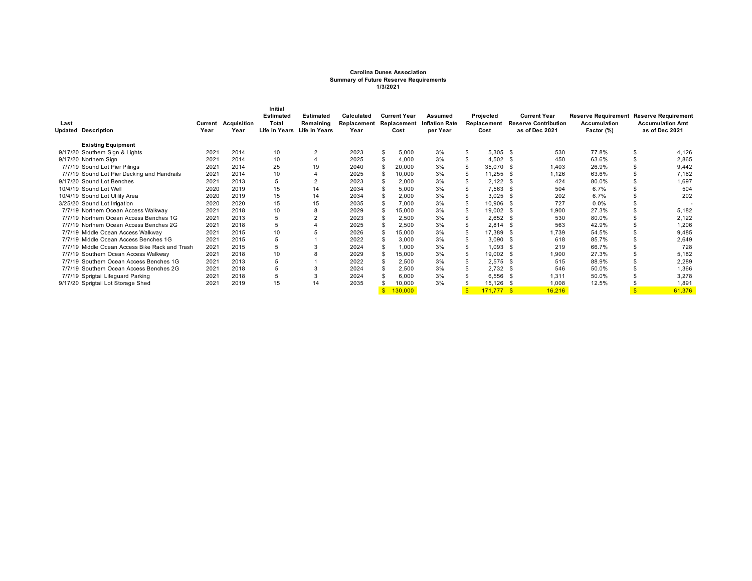**Carolina Dunes Association**
**Summary of Future Reserve Requirements**
**1/3/2021**

| Last Updated | Description | Current Year | Acquisition Year | Initial Estimated Total Life in Years | Estimated Remaining Life in Years | Calculated Replacement Year | Current Year Replacement Cost | Assumed Inflation Rate per Year | Projected Replacement Cost | Current Year Reserve Contribution as of Dec 2021 | Reserve Requirement Accumulation Factor (%) | Reserve Requirement Accumulation Amt as of Dec 2021 |
|---|---|---|---|---|---|---|---|---|---|---|---|---|
| | **Existing Equipment** | | | | | | | | | | | |
| 9/17/20 | Southern Sign & Lights | 2021 | 2014 | 10 | 2 | 2023 | $ 5,000 | 3% | $ 5,305 | $ 530 | 77.8% | $ 4,126 |
| 9/17/20 | Northern Sign | 2021 | 2014 | 10 | 4 | 2025 | $ 4,000 | 3% | $ 4,502 | $ 450 | 63.6% | $ 2,865 |
| 7/7/19 | Sound Lot Pier Pilings | 2021 | 2014 | 25 | 19 | 2040 | $ 20,000 | 3% | $ 35,070 | $ 1,403 | 26.9% | $ 9,442 |
| 7/7/19 | Sound Lot Pier Decking and Handrails | 2021 | 2014 | 10 | 4 | 2025 | $ 10,000 | 3% | $ 11,255 | $ 1,126 | 63.6% | $ 7,162 |
| 9/17/20 | Sound Lot Benches | 2021 | 2013 | 5 | 2 | 2023 | $ 2,000 | 3% | $ 2,122 | $ 424 | 80.0% | $ 1,697 |
| 10/4/19 | Sound Lot Well | 2020 | 2019 | 15 | 14 | 2034 | $ 5,000 | 3% | $ 7,563 | $ 504 | 6.7% | $ 504 |
| 10/4/19 | Sound Lot Utility Area | 2020 | 2019 | 15 | 14 | 2034 | $ 2,000 | 3% | $ 3,025 | $ 202 | 6.7% | $ 202 |
| 3/25/20 | Sound Lot Irrigation | 2020 | 2020 | 15 | 15 | 2035 | $ 7,000 | 3% | $ 10,906 | $ 727 | 0.0% | $ - |
| 7/7/19 | Northern Ocean Access Walkway | 2021 | 2018 | 10 | 8 | 2029 | $ 15,000 | 3% | $ 19,002 | $ 1,900 | 27.3% | $ 5,182 |
| 7/7/19 | Northern Ocean Access Benches 1G | 2021 | 2013 | 5 | 2 | 2023 | $ 2,500 | 3% | $ 2,652 | $ 530 | 80.0% | $ 2,122 |
| 7/7/19 | Northern Ocean Access Benches 2G | 2021 | 2018 | 5 | 4 | 2025 | $ 2,500 | 3% | $ 2,814 | $ 563 | 42.9% | $ 1,206 |
| 7/7/19 | Middle Ocean Access Walkway | 2021 | 2015 | 10 | 5 | 2026 | $ 15,000 | 3% | $ 17,389 | $ 1,739 | 54.5% | $ 9,485 |
| 7/7/19 | Middle Ocean Access Benches 1G | 2021 | 2015 | 5 | 1 | 2022 | $ 3,000 | 3% | $ 3,090 | $ 618 | 85.7% | $ 2,649 |
| 7/7/19 | Middle Ocean Access Bike Rack and Trash | 2021 | 2015 | 5 | 3 | 2024 | $ 1,000 | 3% | $ 1,093 | $ 219 | 66.7% | $ 728 |
| 7/7/19 | Southern Ocean Access Walkway | 2021 | 2018 | 10 | 8 | 2029 | $ 15,000 | 3% | $ 19,002 | $ 1,900 | 27.3% | $ 5,182 |
| 7/7/19 | Southern Ocean Access Benches 1G | 2021 | 2013 | 5 | 1 | 2022 | $ 2,500 | 3% | $ 2,575 | $ 515 | 88.9% | $ 2,289 |
| 7/7/19 | Southern Ocean Access Benches 2G | 2021 | 2018 | 5 | 3 | 2024 | $ 2,500 | 3% | $ 2,732 | $ 546 | 50.0% | $ 1,366 |
| 7/7/19 | Sprigtail Lifeguard Parking | 2021 | 2018 | 5 | 3 | 2024 | $ 6,000 | 3% | $ 6,556 | $ 1,311 | 50.0% | $ 3,278 |
| 9/17/20 | Sprigtail Lot Storage Shed | 2021 | 2019 | 15 | 14 | 2035 | $ 10,000 | 3% | $ 15,126 | $ 1,008 | 12.5% | $ 1,891 |
| | | | | | | | $ 130,000 | | $ 171,777 | $ 16,216 | | $ 61,376 |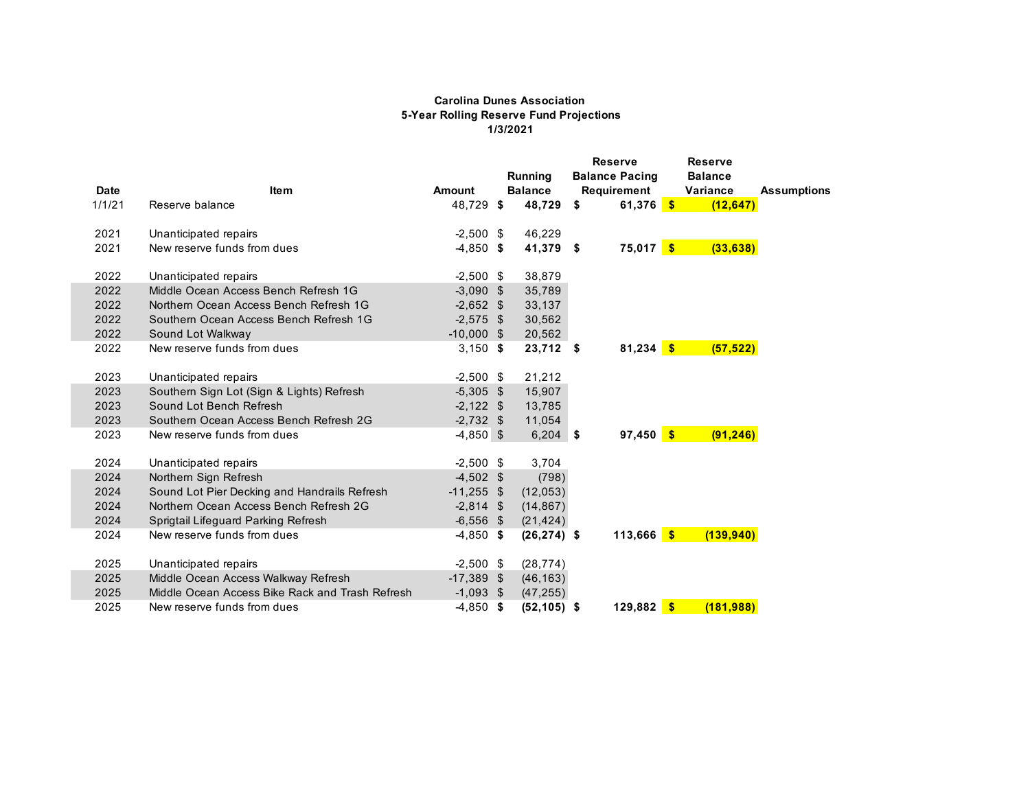**Carolina Dunes Association**
**5-Year Rolling Reserve Fund Projections**
**1/3/2021**

| Date | Item | Amount | Running Balance | Reserve Balance Pacing Requirement | Reserve Balance Variance | Assumptions |
|---|---|---|---|---|---|---|
| 1/1/21 | Reserve balance | 48,729 | **$ 48,729** | **$ 61,376** | **$ (12,647)** | |
| | | | | | | |
| 2021 | Unanticipated repairs | -2,500 | $ 46,229 | | | |
| 2021 | New reserve funds from dues | -4,850 | **$ 41,379** | **$ 75,017** | **$ (33,638)** | |
| | | | | | | |
| 2022 | Unanticipated repairs | -2,500 | $ 38,879 | | | |
| 2022 | Middle Ocean Access Bench Refresh 1G | -3,090 | $ 35,789 | | | |
| 2022 | Northern Ocean Access Bench Refresh 1G | -2,652 | $ 33,137 | | | |
| 2022 | Southern Ocean Access Bench Refresh 1G | -2,575 | $ 30,562 | | | |
| 2022 | Sound Lot Walkway | -10,000 | $ 20,562 | | | |
| 2022 | New reserve funds from dues | 3,150 | **$ 23,712** | **$ 81,234** | **$ (57,522)** | |
| | | | | | | |
| 2023 | Unanticipated repairs | -2,500 | $ 21,212 | | | |
| 2023 | Southern Sign Lot (Sign & Lights) Refresh | -5,305 | $ 15,907 | | | |
| 2023 | Sound Lot Bench Refresh | -2,122 | $ 13,785 | | | |
| 2023 | Southern Ocean Access Bench Refresh 2G | -2,732 | $ 11,054 | | | |
| 2023 | New reserve funds from dues | -4,850 | $ 6,204 | **$ 97,450** | **$ (91,246)** | |
| | | | | | | |
| 2024 | Unanticipated repairs | -2,500 | $ 3,704 | | | |
| 2024 | Northern Sign Refresh | -4,502 | $ (798) | | | |
| 2024 | Sound Lot Pier Decking and Handrails Refresh | -11,255 | $ (12,053) | | | |
| 2024 | Northern Ocean Access Bench Refresh 2G | -2,814 | $ (14,867) | | | |
| 2024 | Sprigtail Lifeguard Parking Refresh | -6,556 | $ (21,424) | | | |
| 2024 | New reserve funds from dues | -4,850 | **$ (26,274)** | **$ 113,666** | **$ (139,940)** | |
| | | | | | | |
| 2025 | Unanticipated repairs | -2,500 | $ (28,774) | | | |
| 2025 | Middle Ocean Access Walkway Refresh | -17,389 | $ (46,163) | | | |
| 2025 | Middle Ocean Access Bike Rack and Trash Refresh | -1,093 | $ (47,255) | | | |
| 2025 | New reserve funds from dues | -4,850 | **$ (52,105)** | **$ 129,882** | **$ (181,988)** | |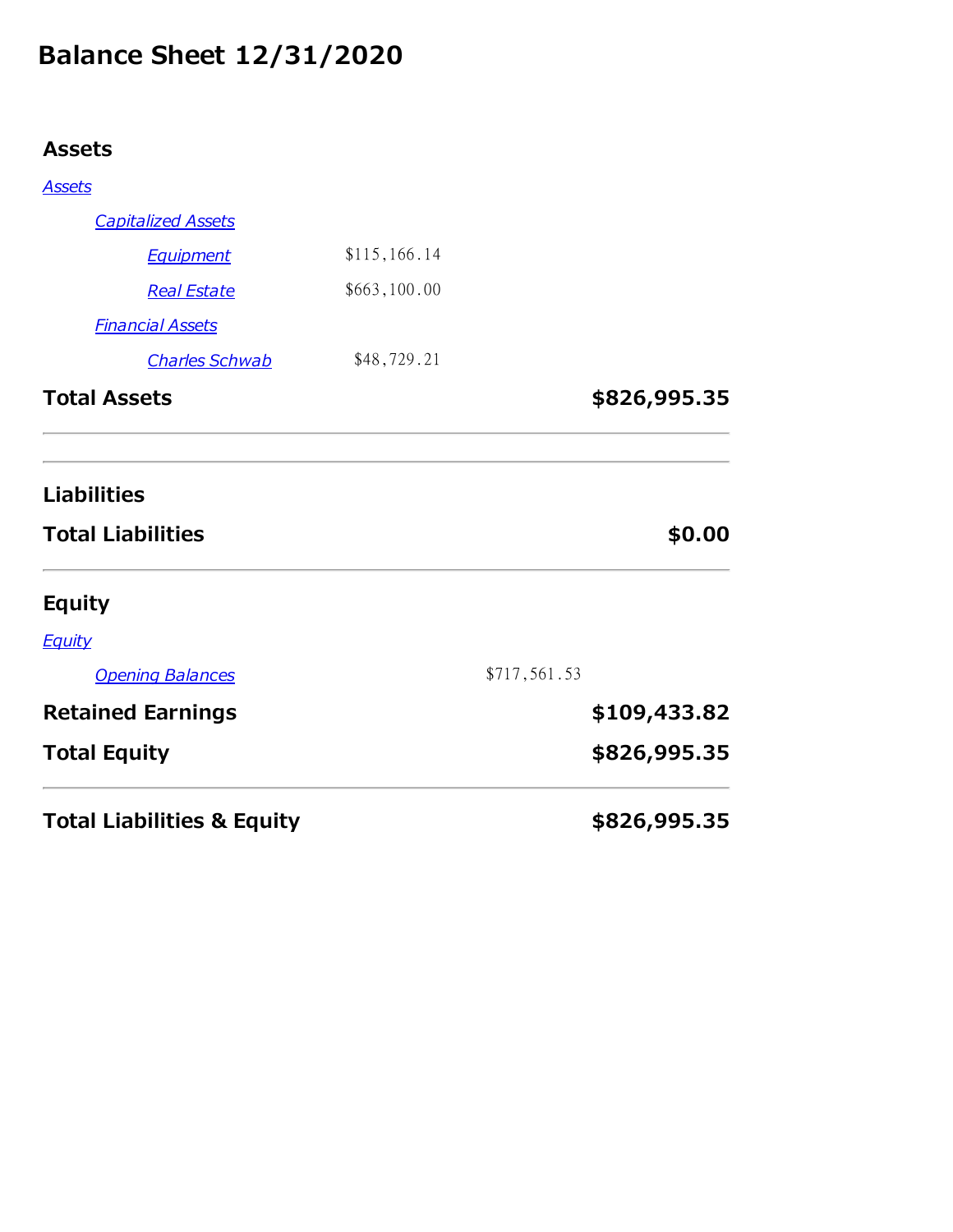# Balance Sheet 12/31/2020

| | | |
|---|---|---|
| **Assets** | | |
| *Assets* | | |
| *Capitalized Assets* | | |
| *Equipment* | $115,166.14 | |
| *Real Estate* | $663,100.00 | |
| *Financial Assets* | | |
| *Charles Schwab* | $48,729.21 | |
| **Total Assets** | | **$826,995.35** |
| **Liabilities** | | |
| **Total Liabilities** | | **$0.00** |
| **Equity** | | |
| *Equity* | | |
| *Opening Balances* | $717,561.53 | |
| **Retained Earnings** | | **$109,433.82** |
| **Total Equity** | | **$826,995.35** |
| **Total Liabilities & Equity** | | **$826,995.35** |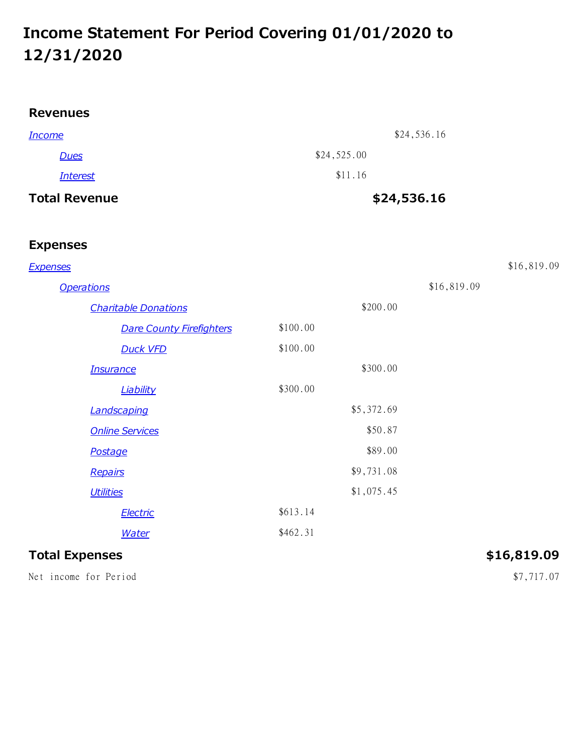# Income Statement For Period Covering 01/01/2020 to 12/31/2020

## Revenues

| | | | | |
|---|---|---|---|---|
| Income | | | $24,536.16 | |
| Dues | | $24,525.00 | | |
| Interest | | $11.16 | | |
| **Total Revenue** | | | **$24,536.16** | |

## Expenses

| | | | | |
|---|---|---|---|---|
| Expenses | | | | $16,819.09 |
| Operations | | | $16,819.09 | |
| Charitable Donations | | $200.00 | | |
| Dare County Firefighters | $100.00 | | | |
| Duck VFD | $100.00 | | | |
| Insurance | | $300.00 | | |
| Liability | $300.00 | | | |
| Landscaping | | $5,372.69 | | |
| Online Services | | $50.87 | | |
| Postage | | $89.00 | | |
| Repairs | | $9,731.08 | | |
| Utilities | | $1,075.45 | | |
| Electric | $613.14 | | | |
| Water | $462.31 | | | |
| **Total Expenses** | | | | **$16,819.09** |
| Net income for Period | | | | $7,717.07 |